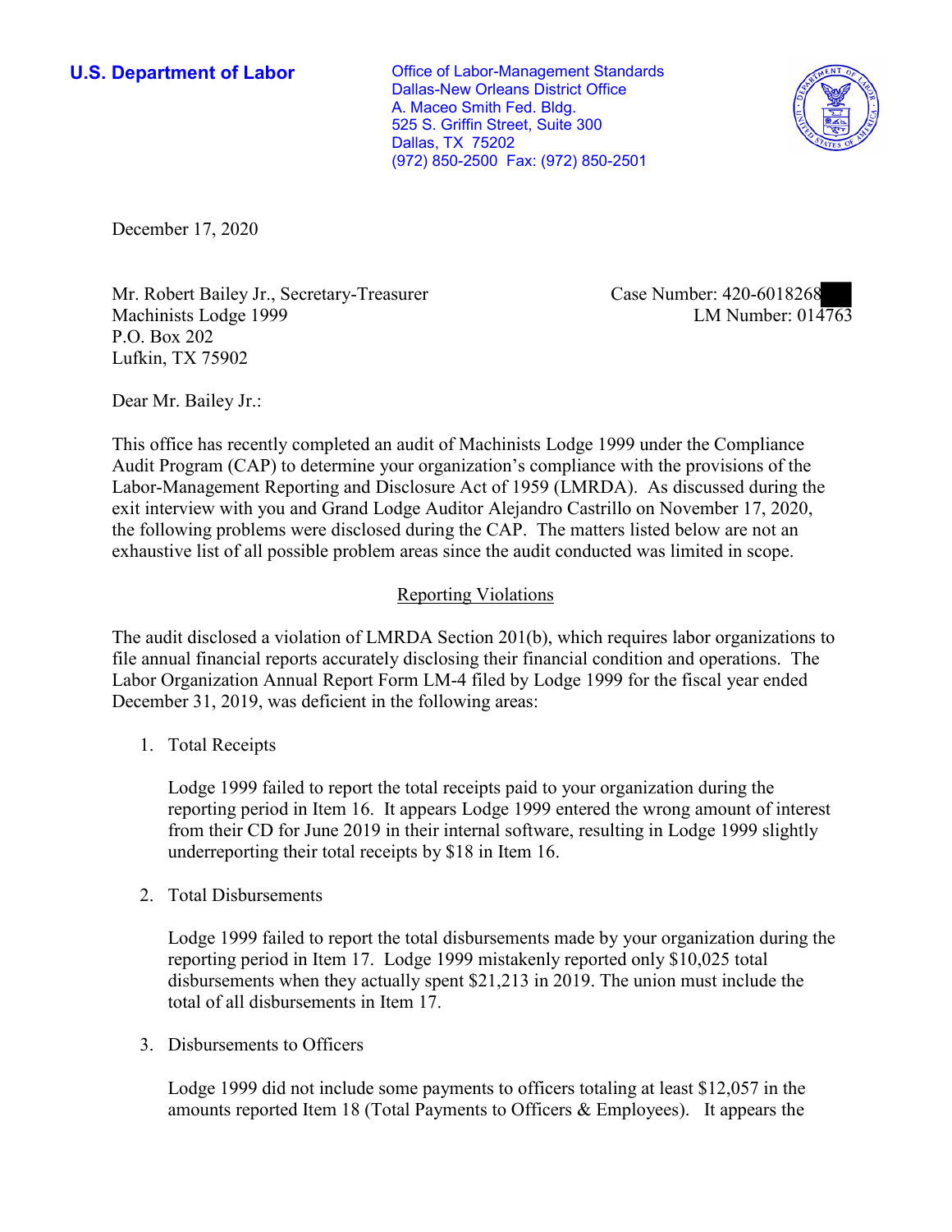**U.S. Department of Labor**

Office of Labor-Management Standards
Dallas-New Orleans District Office
A. Maceo Smith Fed. Bldg.
525 S. Griffin Street, Suite 300
Dallas, TX 75202
(972) 850-2500 Fax: (972) 850-2501

December 17, 2020

Mr. Robert Bailey Jr., Secretary-Treasurer
Machinists Lodge 1999
P.O. Box 202
Lufkin, TX 75902

Case Number: 420-6018268
LM Number: 014763

Dear Mr. Bailey Jr.:

This office has recently completed an audit of Machinists Lodge 1999 under the Compliance Audit Program (CAP) to determine your organization's compliance with the provisions of the Labor-Management Reporting and Disclosure Act of 1959 (LMRDA). As discussed during the exit interview with you and Grand Lodge Auditor Alejandro Castrillo on November 17, 2020, the following problems were disclosed during the CAP. The matters listed below are not an exhaustive list of all possible problem areas since the audit conducted was limited in scope.

## Reporting Violations

The audit disclosed a violation of LMRDA Section 201(b), which requires labor organizations to file annual financial reports accurately disclosing their financial condition and operations. The Labor Organization Annual Report Form LM-4 filed by Lodge 1999 for the fiscal year ended December 31, 2019, was deficient in the following areas:

1. Total Receipts

   Lodge 1999 failed to report the total receipts paid to your organization during the reporting period in Item 16. It appears Lodge 1999 entered the wrong amount of interest from their CD for June 2019 in their internal software, resulting in Lodge 1999 slightly underreporting their total receipts by $18 in Item 16.

2. Total Disbursements

   Lodge 1999 failed to report the total disbursements made by your organization during the reporting period in Item 17. Lodge 1999 mistakenly reported only $10,025 total disbursements when they actually spent $21,213 in 2019. The union must include the total of all disbursements in Item 17.

3. Disbursements to Officers

   Lodge 1999 did not include some payments to officers totaling at least $12,057 in the amounts reported Item 18 (Total Payments to Officers & Employees). It appears the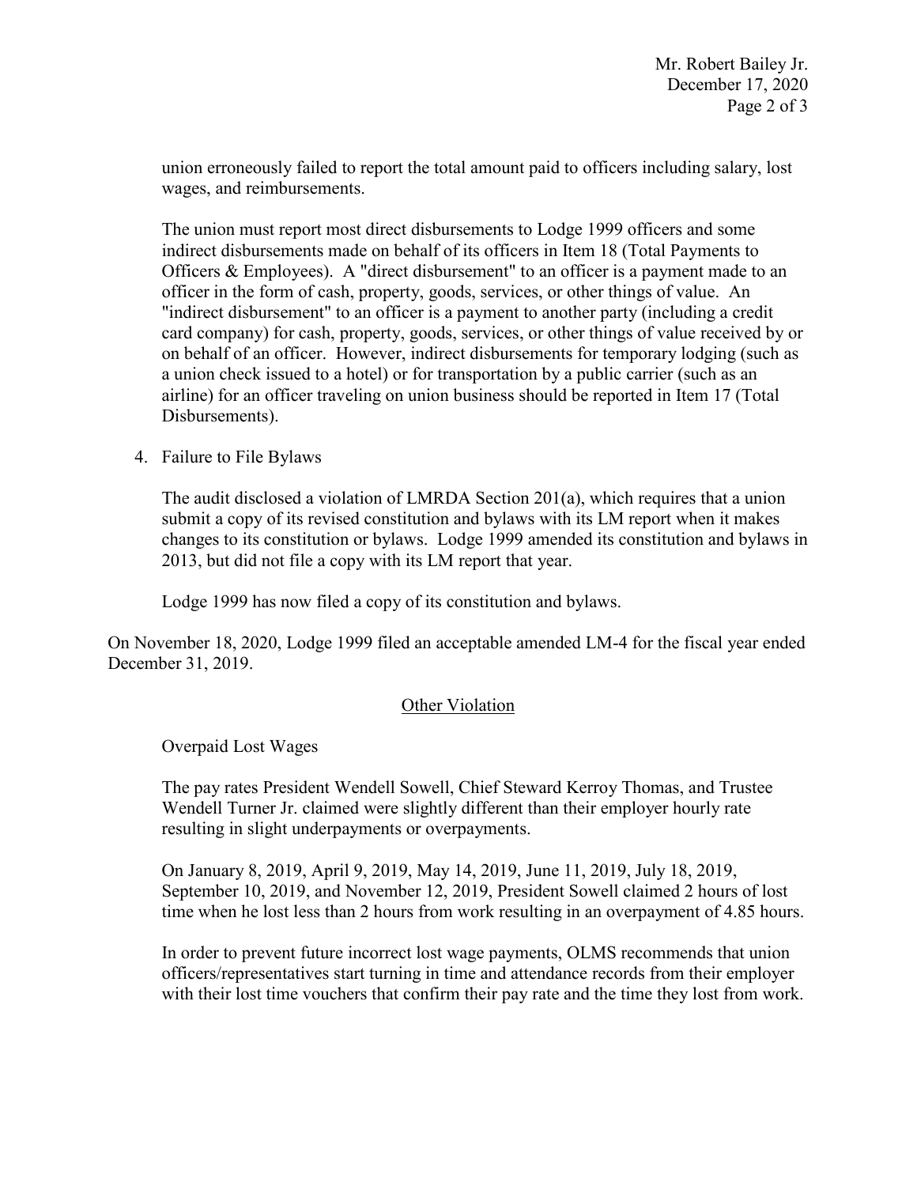union erroneously failed to report the total amount paid to officers including salary, lost wages, and reimbursements.

The union must report most direct disbursements to Lodge 1999 officers and some indirect disbursements made on behalf of its officers in Item 18 (Total Payments to Officers & Employees). A "direct disbursement" to an officer is a payment made to an officer in the form of cash, property, goods, services, or other things of value. An "indirect disbursement" to an officer is a payment to another party (including a credit card company) for cash, property, goods, services, or other things of value received by or on behalf of an officer. However, indirect disbursements for temporary lodging (such as a union check issued to a hotel) or for transportation by a public carrier (such as an airline) for an officer traveling on union business should be reported in Item 17 (Total Disbursements).

4. Failure to File Bylaws

   The audit disclosed a violation of LMRDA Section 201(a), which requires that a union submit a copy of its revised constitution and bylaws with its LM report when it makes changes to its constitution or bylaws. Lodge 1999 amended its constitution and bylaws in 2013, but did not file a copy with its LM report that year.

   Lodge 1999 has now filed a copy of its constitution and bylaws.

On November 18, 2020, Lodge 1999 filed an acceptable amended LM-4 for the fiscal year ended December 31, 2019.

## Other Violation

Overpaid Lost Wages

The pay rates President Wendell Sowell, Chief Steward Kerroy Thomas, and Trustee Wendell Turner Jr. claimed were slightly different than their employer hourly rate resulting in slight underpayments or overpayments.

On January 8, 2019, April 9, 2019, May 14, 2019, June 11, 2019, July 18, 2019, September 10, 2019, and November 12, 2019, President Sowell claimed 2 hours of lost time when he lost less than 2 hours from work resulting in an overpayment of 4.85 hours.

In order to prevent future incorrect lost wage payments, OLMS recommends that union officers/representatives start turning in time and attendance records from their employer with their lost time vouchers that confirm their pay rate and the time they lost from work.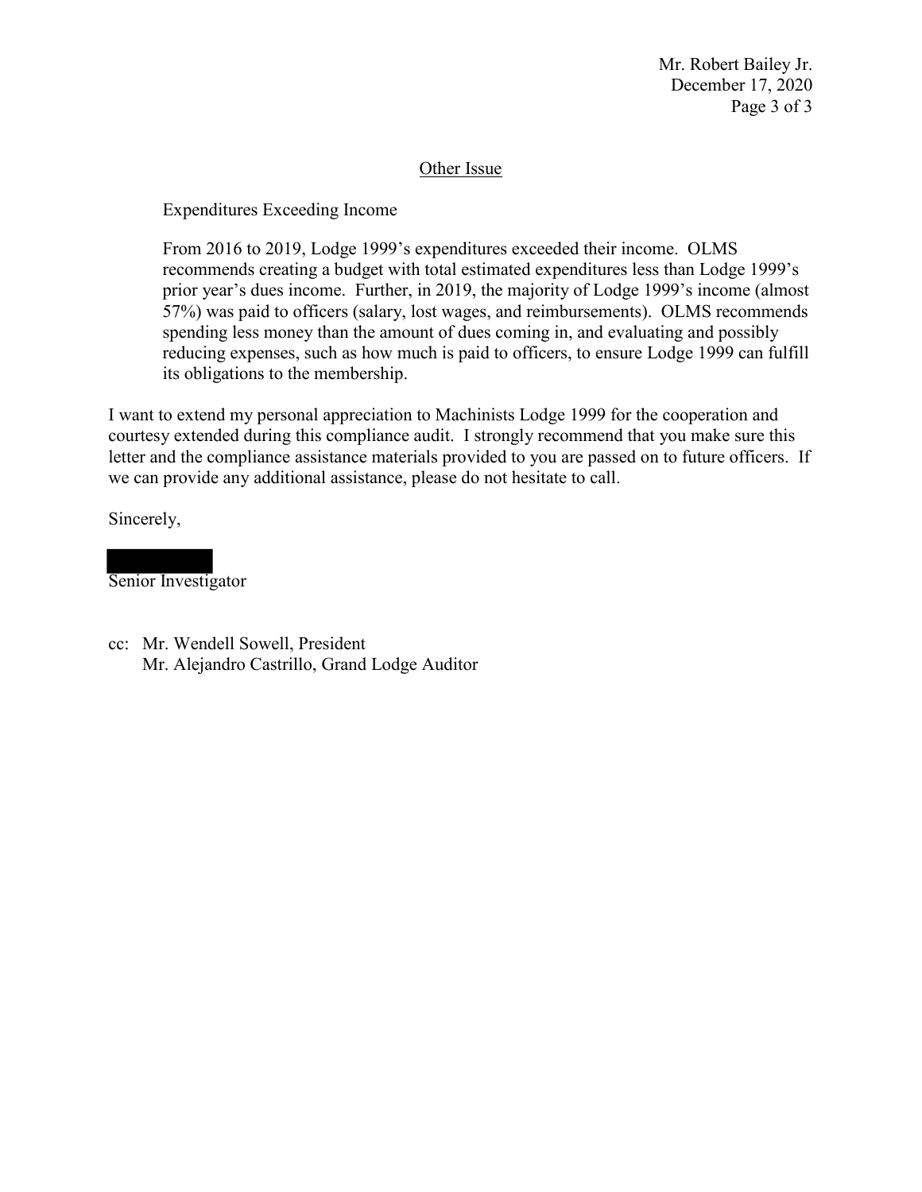## Other Issue

Expenditures Exceeding Income

From 2016 to 2019, Lodge 1999's expenditures exceeded their income. OLMS recommends creating a budget with total estimated expenditures less than Lodge 1999's prior year's dues income. Further, in 2019, the majority of Lodge 1999's income (almost 57%) was paid to officers (salary, lost wages, and reimbursements). OLMS recommends spending less money than the amount of dues coming in, and evaluating and possibly reducing expenses, such as how much is paid to officers, to ensure Lodge 1999 can fulfill its obligations to the membership.

I want to extend my personal appreciation to Machinists Lodge 1999 for the cooperation and courtesy extended during this compliance audit. I strongly recommend that you make sure this letter and the compliance assistance materials provided to you are passed on to future officers. If we can provide any additional assistance, please do not hesitate to call.

Sincerely,

Senior Investigator

cc: Mr. Wendell Sowell, President
Mr. Alejandro Castrillo, Grand Lodge Auditor